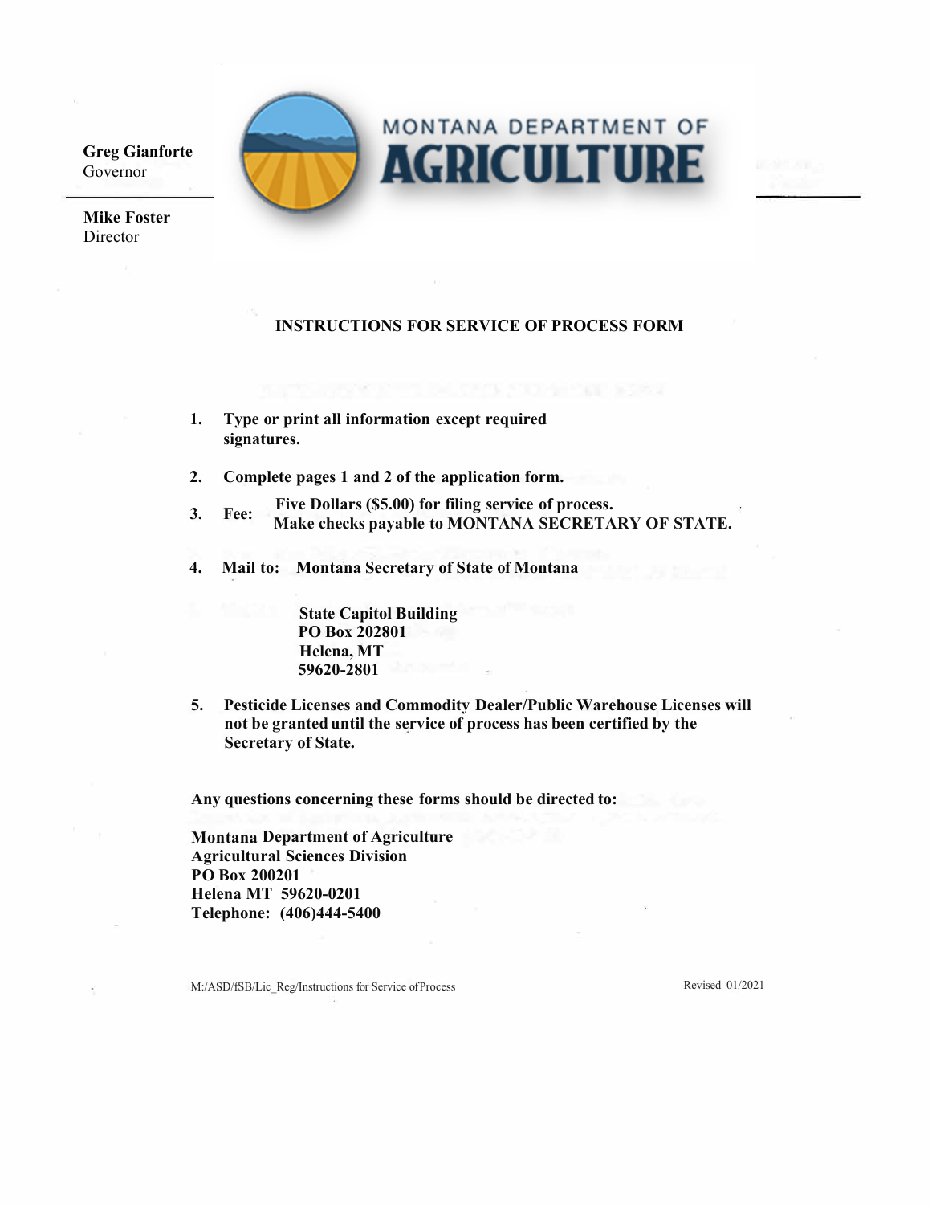**Greg Gianforte**
Governor

**Mike Foster**
Director

MONTANA DEPARTMENT OF
# AGRICULTURE

## INSTRUCTIONS FOR SERVICE OF PROCESS FORM

1. **Type or print all information except required signatures.**

2. **Complete pages 1 and 2 of the application form.**

3. **Fee:** **Five Dollars ($5.00) for filing service of process. Make checks payable to MONTANA SECRETARY OF STATE.**

4. **Mail to:** **Montana Secretary of State of Montana**

   **State Capitol Building**
   **PO Box 202801**
   **Helena, MT**
   **59620-2801**

5. **Pesticide Licenses and Commodity Dealer/Public Warehouse Licenses will not be granted until the service of process has been certified by the Secretary of State.**

**Any questions concerning these forms should be directed to:**

**Montana Department of Agriculture**
**Agricultural Sciences Division**
**PO Box 200201**
**Helena MT 59620-0201**
**Telephone: (406)444-5400**

M:/ASD/fSB/Lic_Reg/Instructions for Service ofProcess

Revised 01/2021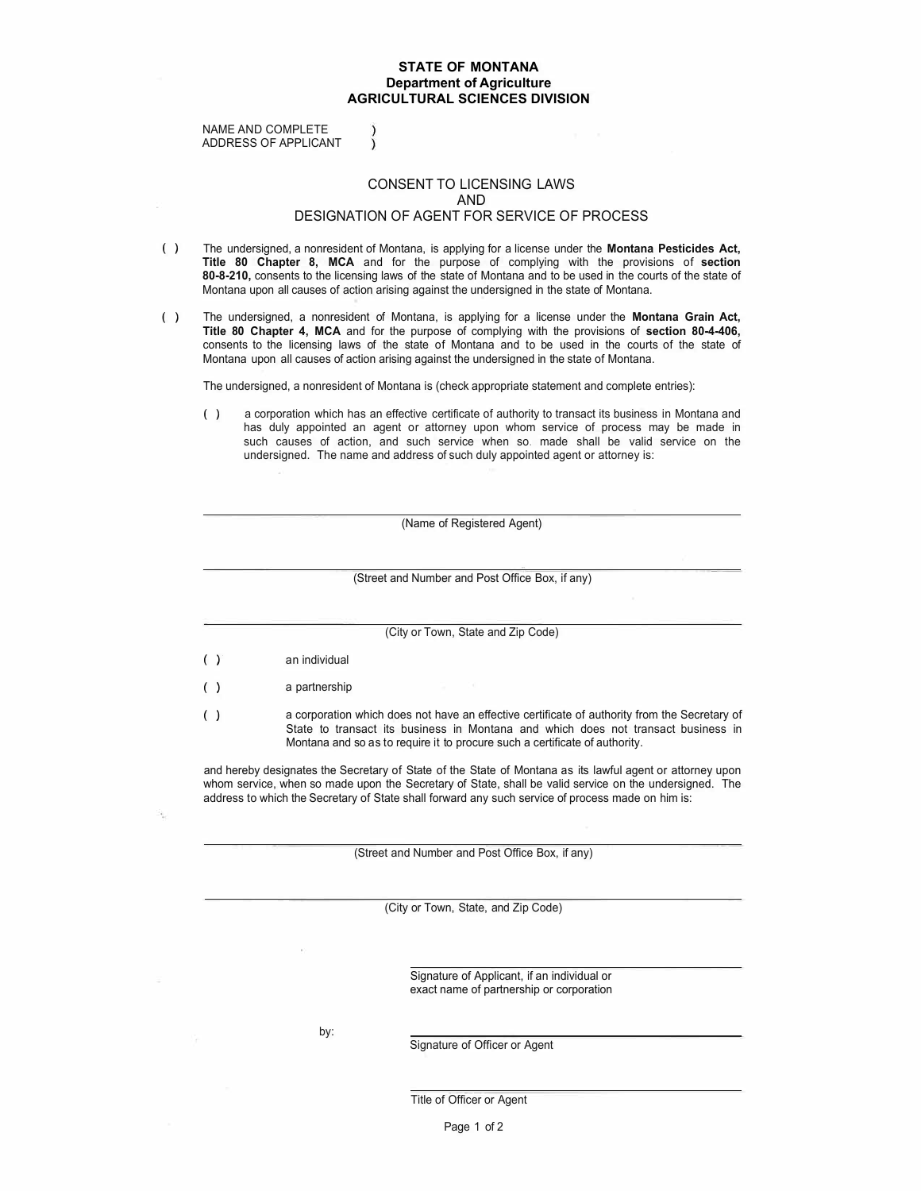**STATE OF MONTANA**
**Department of Agriculture**
**AGRICULTURAL SCIENCES DIVISION**

NAME AND COMPLETE )
ADDRESS OF APPLICANT )

## CONSENT TO LICENSING LAWS
## AND
## DESIGNATION OF AGENT FOR SERVICE OF PROCESS

( ) The undersigned, a nonresident of Montana, is applying for a license under the **Montana Pesticides Act, Title 80 Chapter 8, MCA** and for the purpose of complying with the provisions of **section 80-8-210,** consents to the licensing laws of the state of Montana and to be used in the courts of the state of Montana upon all causes of action arising against the undersigned in the state of Montana.

( ) The undersigned, a nonresident of Montana, is applying for a license under the **Montana Grain Act, Title 80 Chapter 4, MCA** and for the purpose of complying with the provisions of **section 80-4-406,** consents to the licensing laws of the state of Montana and to be used in the courts of the state of Montana upon all causes of action arising against the undersigned in the state of Montana.

The undersigned, a nonresident of Montana is (check appropriate statement and complete entries):

( ) a corporation which has an effective certificate of authority to transact its business in Montana and has duly appointed an agent or attorney upon whom service of process may be made in such causes of action, and such service when so made shall be valid service on the undersigned. The name and address of such duly appointed agent or attorney is:

\_\_\_\_\_\_\_\_\_\_\_\_\_\_\_\_\_\_\_\_\_\_\_\_\_\_\_\_\_\_\_\_\_\_\_\_\_\_\_\_
(Name of Registered Agent)

\_\_\_\_\_\_\_\_\_\_\_\_\_\_\_\_\_\_\_\_\_\_\_\_\_\_\_\_\_\_\_\_\_\_\_\_\_\_\_\_
(Street and Number and Post Office Box, if any)

\_\_\_\_\_\_\_\_\_\_\_\_\_\_\_\_\_\_\_\_\_\_\_\_\_\_\_\_\_\_\_\_\_\_\_\_\_\_\_\_
(City or Town, State and Zip Code)

( ) an individual

( ) a partnership

( ) a corporation which does not have an effective certificate of authority from the Secretary of State to transact its business in Montana and which does not transact business in Montana and so as to require it to procure such a certificate of authority.

and hereby designates the Secretary of State of the State of Montana as its lawful agent or attorney upon whom service, when so made upon the Secretary of State, shall be valid service on the undersigned. The address to which the Secretary of State shall forward any such service of process made on him is:

\_\_\_\_\_\_\_\_\_\_\_\_\_\_\_\_\_\_\_\_\_\_\_\_\_\_\_\_\_\_\_\_\_\_\_\_\_\_\_\_
(Street and Number and Post Office Box, if any)

\_\_\_\_\_\_\_\_\_\_\_\_\_\_\_\_\_\_\_\_\_\_\_\_\_\_\_\_\_\_\_\_\_\_\_\_\_\_\_\_
(City or Town, State, and Zip Code)

\_\_\_\_\_\_\_\_\_\_\_\_\_\_\_\_\_\_\_\_\_\_\_\_\_\_\_\_\_\_\_\_\_\_\_\_\_\_\_\_
Signature of Applicant, if an individual or exact name of partnership or corporation

by: \_\_\_\_\_\_\_\_\_\_\_\_\_\_\_\_\_\_\_\_\_\_\_\_\_\_\_\_\_\_\_\_\_\_\_\_\_\_\_\_
Signature of Officer or Agent

\_\_\_\_\_\_\_\_\_\_\_\_\_\_\_\_\_\_\_\_\_\_\_\_\_\_\_\_\_\_\_\_\_\_\_\_\_\_\_\_
Title of Officer or Agent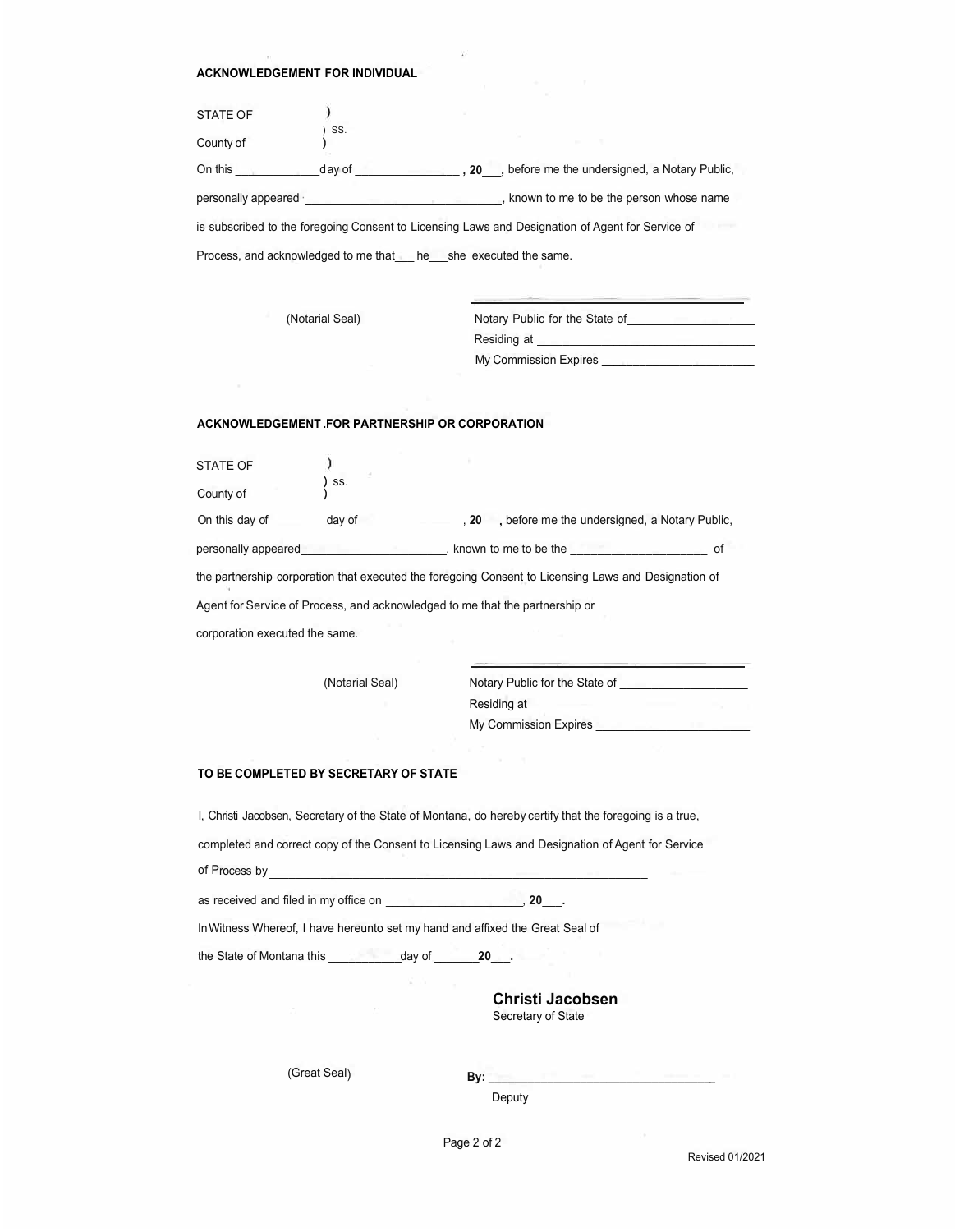**ACKNOWLEDGEMENT FOR INDIVIDUAL**

STATE OF )
) ss.
County of )

On this _____________day of ________________ , **20___,** before me the undersigned, a Notary Public, personally appeared _______________________________, known to me to be the person whose name is subscribed to the foregoing Consent to Licensing Laws and Designation of Agent for Service of Process, and acknowledged to me that___ he___she executed the same.

(Notarial Seal)

_____________________________________________

Notary Public for the State of___________________

Residing at ___________________________________

My Commission Expires _______________________

**ACKNOWLEDGEMENT .FOR PARTNERSHIP OR CORPORATION**

STATE OF )
) ss.
County of )

On this day of _________day of ________________, **20___,** before me the undersigned, a Notary Public, personally appeared_______________________, known to me to be the _____________________ of the partnership corporation that executed the foregoing Consent to Licensing Laws and Designation of Agent for Service of Process, and acknowledged to me that the partnership or corporation executed the same.

(Notarial Seal)

_____________________________________________

Notary Public for the State of ____________________

Residing at _________________________________

My Commission Expires _______________________

**TO BE COMPLETED BY SECRETARY OF STATE**

I, Christi Jacobsen, Secretary of the State of Montana, do hereby certify that the foregoing is a true, completed and correct copy of the Consent to Licensing Laws and Designation of Agent for Service of Process by ___________________________________________________________

as received and filed in my office on _____________________, **20___.**

In Witness Whereof, I have hereunto set my hand and affixed the Great Seal of the State of Montana this ___________day of _______**20___.**

**Christi Jacobsen**
Secretary of State

(Great Seal)

**By:** ___________________________________
Deputy

Revised 01/2021